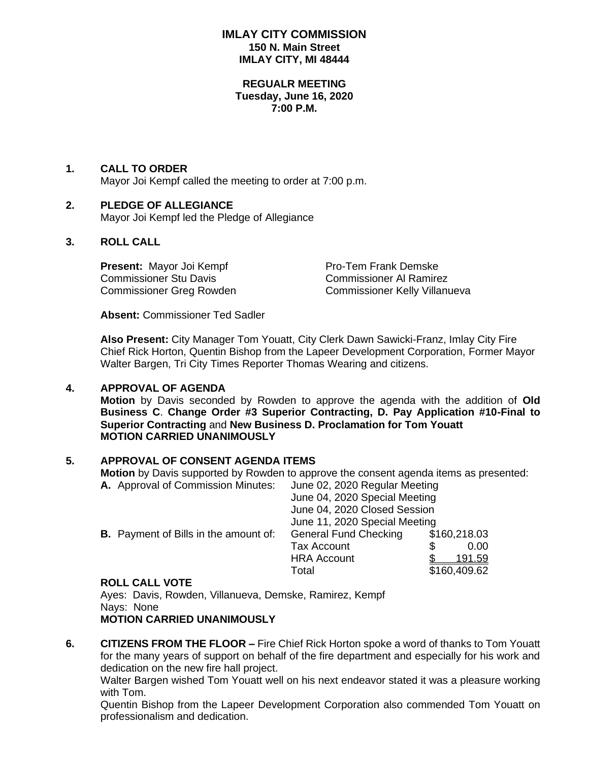# IMLAY CITY COMMISSION
**150 N. Main Street**
**IMLAY CITY, MI 48444**

**REGUALR MEETING**
**Tuesday, June 16, 2020**
**7:00 P.M.**

## 1. CALL TO ORDER
Mayor Joi Kempf called the meeting to order at 7:00 p.m.

## 2. PLEDGE OF ALLEGIANCE
Mayor Joi Kempf led the Pledge of Allegiance

## 3. ROLL CALL

**Present:** Mayor Joi Kempf, Pro-Tem Frank Demske, Commissioner Stu Davis, Commissioner Al Ramirez, Commissioner Greg Rowden, Commissioner Kelly Villanueva

**Absent:** Commissioner Ted Sadler

**Also Present:** City Manager Tom Youatt, City Clerk Dawn Sawicki-Franz, Imlay City Fire Chief Rick Horton, Quentin Bishop from the Lapeer Development Corporation, Former Mayor Walter Bargen, Tri City Times Reporter Thomas Wearing and citizens.

## 4. APPROVAL OF AGENDA
**Motion** by Davis seconded by Rowden to approve the agenda with the addition of **Old Business C**. **Change Order #3 Superior Contracting, D. Pay Application #10-Final to Superior Contracting** and **New Business D. Proclamation for Tom Youatt**
**MOTION CARRIED UNANIMOUSLY**

## 5. APPROVAL OF CONSENT AGENDA ITEMS
**Motion** by Davis supported by Rowden to approve the consent agenda items as presented:

**A.** Approval of Commission Minutes:
- June 02, 2020 Regular Meeting
- June 04, 2020 Special Meeting
- June 04, 2020 Closed Session
- June 11, 2020 Special Meeting

**B.** Payment of Bills in the amount of:

| | |
|---|---|
| General Fund Checking | $160,218.03 |
| Tax Account | $ 0.00 |
| HRA Account | $ 191.59 |
| Total | $160,409.62 |

**ROLL CALL VOTE**
Ayes: Davis, Rowden, Villanueva, Demske, Ramirez, Kempf
Nays: None
**MOTION CARRIED UNANIMOUSLY**

## 6. CITIZENS FROM THE FLOOR –
Fire Chief Rick Horton spoke a word of thanks to Tom Youatt for the many years of support on behalf of the fire department and especially for his work and dedication on the new fire hall project.

Walter Bargen wished Tom Youatt well on his next endeavor stated it was a pleasure working with Tom.

Quentin Bishop from the Lapeer Development Corporation also commended Tom Youatt on professionalism and dedication.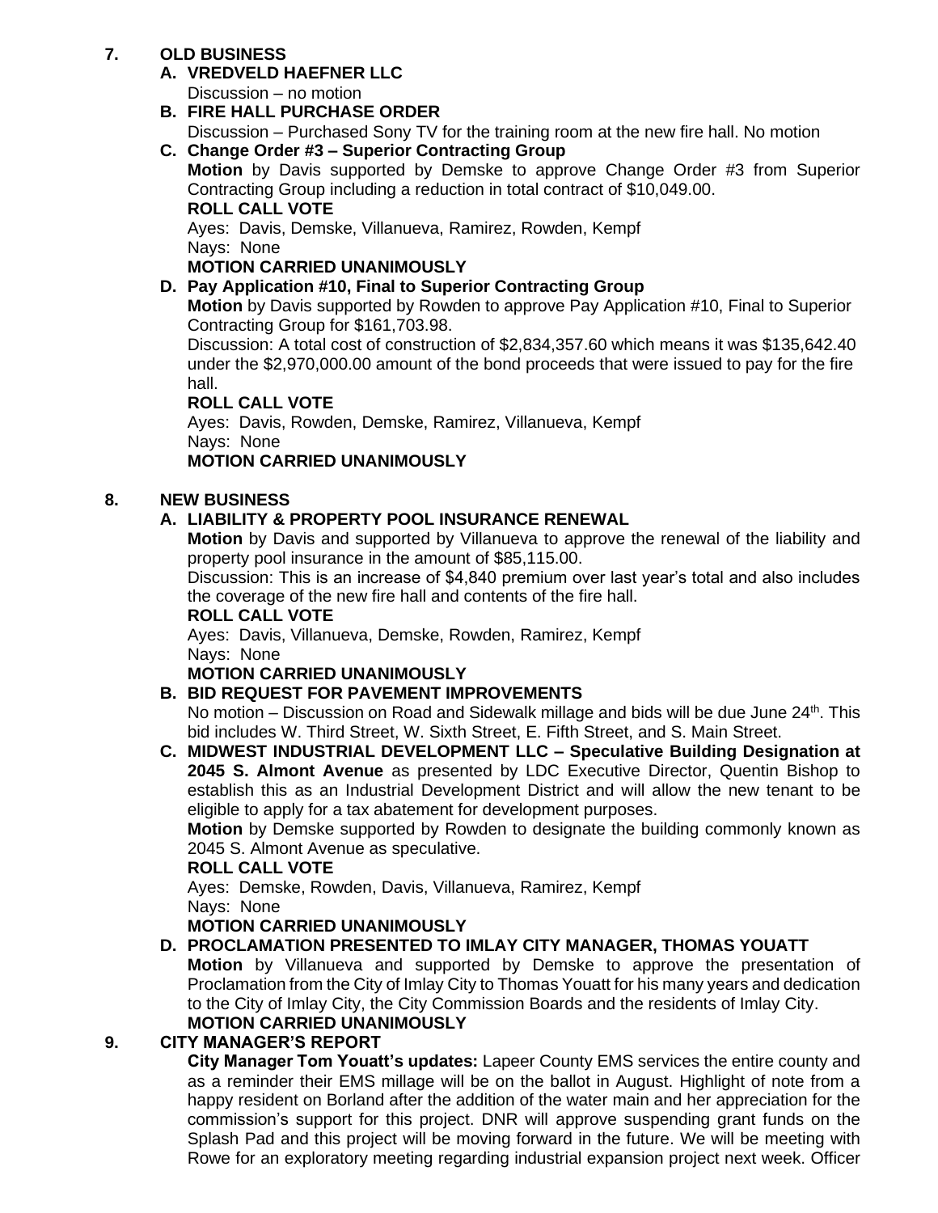## 7. OLD BUSINESS

**A. VREDVELD HAEFNER LLC**

Discussion – no motion

**B. FIRE HALL PURCHASE ORDER**

Discussion – Purchased Sony TV for the training room at the new fire hall. No motion

**C. Change Order #3 – Superior Contracting Group**

**Motion** by Davis supported by Demske to approve Change Order #3 from Superior Contracting Group including a reduction in total contract of $10,049.00.

**ROLL CALL VOTE**

Ayes: Davis, Demske, Villanueva, Ramirez, Rowden, Kempf
Nays: None

**MOTION CARRIED UNANIMOUSLY**

**D. Pay Application #10, Final to Superior Contracting Group**

**Motion** by Davis supported by Rowden to approve Pay Application #10, Final to Superior Contracting Group for $161,703.98.

Discussion: A total cost of construction of $2,834,357.60 which means it was $135,642.40 under the $2,970,000.00 amount of the bond proceeds that were issued to pay for the fire hall.

**ROLL CALL VOTE**

Ayes: Davis, Rowden, Demske, Ramirez, Villanueva, Kempf
Nays: None

**MOTION CARRIED UNANIMOUSLY**

## 8. NEW BUSINESS

**A. LIABILITY & PROPERTY POOL INSURANCE RENEWAL**

**Motion** by Davis and supported by Villanueva to approve the renewal of the liability and property pool insurance in the amount of $85,115.00.

Discussion: This is an increase of $4,840 premium over last year's total and also includes the coverage of the new fire hall and contents of the fire hall.

**ROLL CALL VOTE**

Ayes: Davis, Villanueva, Demske, Rowden, Ramirez, Kempf
Nays: None

**MOTION CARRIED UNANIMOUSLY**

**B. BID REQUEST FOR PAVEMENT IMPROVEMENTS**

No motion – Discussion on Road and Sidewalk millage and bids will be due June 24th. This bid includes W. Third Street, W. Sixth Street, E. Fifth Street, and S. Main Street.

**C. MIDWEST INDUSTRIAL DEVELOPMENT LLC – Speculative Building Designation at 2045 S. Almont Avenue** as presented by LDC Executive Director, Quentin Bishop to establish this as an Industrial Development District and will allow the new tenant to be eligible to apply for a tax abatement for development purposes.

**Motion** by Demske supported by Rowden to designate the building commonly known as 2045 S. Almont Avenue as speculative.

**ROLL CALL VOTE**

Ayes: Demske, Rowden, Davis, Villanueva, Ramirez, Kempf
Nays: None

**MOTION CARRIED UNANIMOUSLY**

**D. PROCLAMATION PRESENTED TO IMLAY CITY MANAGER, THOMAS YOUATT**

**Motion** by Villanueva and supported by Demske to approve the presentation of Proclamation from the City of Imlay City to Thomas Youatt for his many years and dedication to the City of Imlay City, the City Commission Boards and the residents of Imlay City.

**MOTION CARRIED UNANIMOUSLY**

## 9. CITY MANAGER'S REPORT

**City Manager Tom Youatt's updates:** Lapeer County EMS services the entire county and as a reminder their EMS millage will be on the ballot in August. Highlight of note from a happy resident on Borland after the addition of the water main and her appreciation for the commission's support for this project. DNR will approve suspending grant funds on the Splash Pad and this project will be moving forward in the future. We will be meeting with Rowe for an exploratory meeting regarding industrial expansion project next week. Officer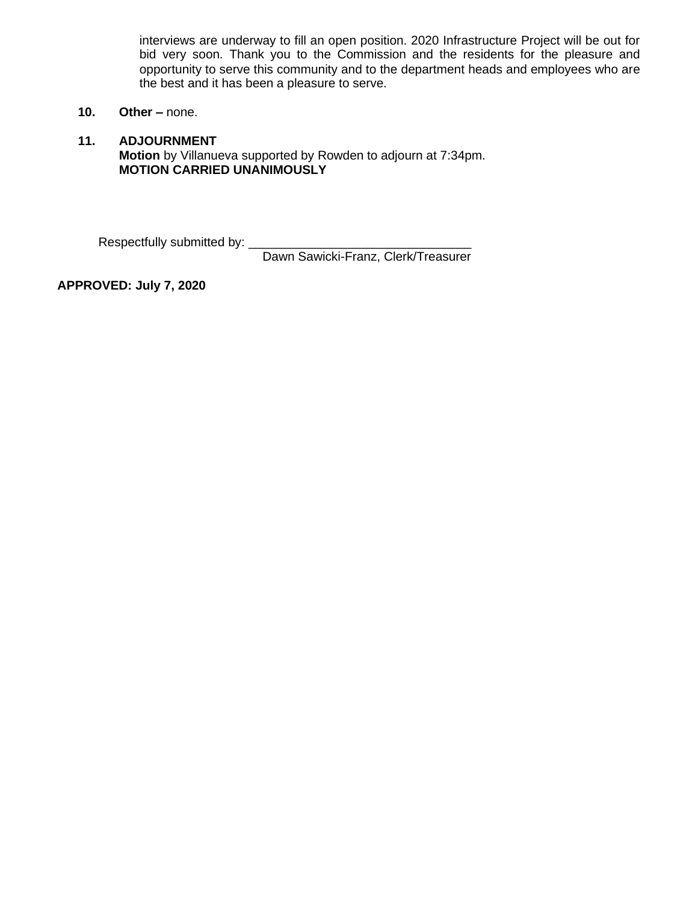interviews are underway to fill an open position. 2020 Infrastructure Project will be out for bid very soon. Thank you to the Commission and the residents for the pleasure and opportunity to serve this community and to the department heads and employees who are the best and it has been a pleasure to serve.

**10. Other –** none.

**11. ADJOURNMENT**
**Motion** by Villanueva supported by Rowden to adjourn at 7:34pm.
**MOTION CARRIED UNANIMOUSLY**

Respectfully submitted by: ________________________________
Dawn Sawicki-Franz, Clerk/Treasurer

**APPROVED: July 7, 2020**